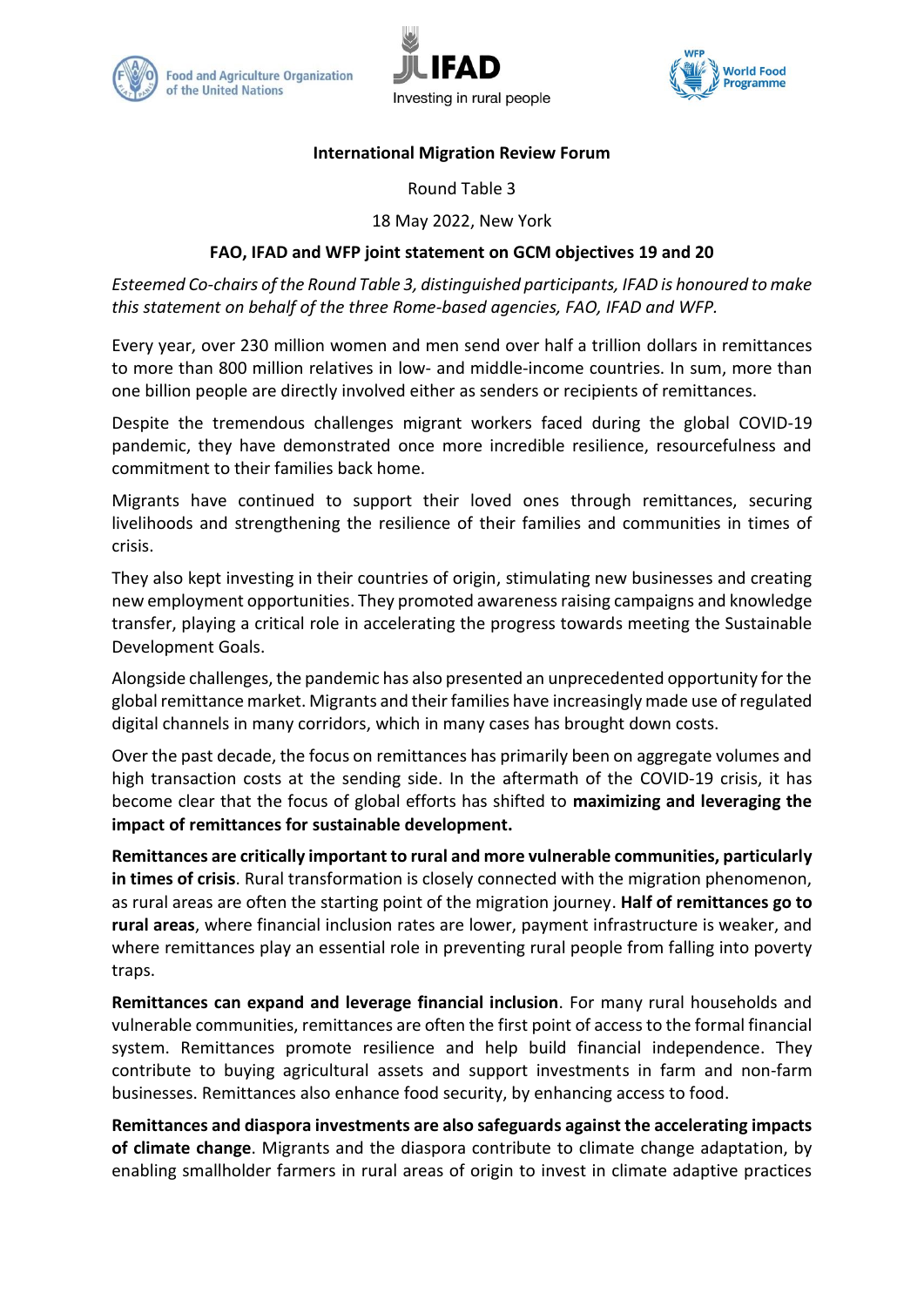**International Migration Review Forum**

Round Table 3

18 May 2022, New York

**FAO, IFAD and WFP joint statement on GCM objectives 19 and 20**

*Esteemed Co-chairs of the Round Table 3, distinguished participants, IFAD is honoured to make this statement on behalf of the three Rome-based agencies, FAO, IFAD and WFP.*

Every year, over 230 million women and men send over half a trillion dollars in remittances to more than 800 million relatives in low- and middle-income countries. In sum, more than one billion people are directly involved either as senders or recipients of remittances.

Despite the tremendous challenges migrant workers faced during the global COVID-19 pandemic, they have demonstrated once more incredible resilience, resourcefulness and commitment to their families back home.

Migrants have continued to support their loved ones through remittances, securing livelihoods and strengthening the resilience of their families and communities in times of crisis.

They also kept investing in their countries of origin, stimulating new businesses and creating new employment opportunities. They promoted awareness raising campaigns and knowledge transfer, playing a critical role in accelerating the progress towards meeting the Sustainable Development Goals.

Alongside challenges, the pandemic has also presented an unprecedented opportunity for the global remittance market. Migrants and their families have increasingly made use of regulated digital channels in many corridors, which in many cases has brought down costs.

Over the past decade, the focus on remittances has primarily been on aggregate volumes and high transaction costs at the sending side. In the aftermath of the COVID-19 crisis, it has become clear that the focus of global efforts has shifted to **maximizing and leveraging the impact of remittances for sustainable development.**

**Remittances are critically important to rural and more vulnerable communities, particularly in times of crisis**. Rural transformation is closely connected with the migration phenomenon, as rural areas are often the starting point of the migration journey. **Half of remittances go to rural areas**, where financial inclusion rates are lower, payment infrastructure is weaker, and where remittances play an essential role in preventing rural people from falling into poverty traps.

**Remittances can expand and leverage financial inclusion**. For many rural households and vulnerable communities, remittances are often the first point of access to the formal financial system. Remittances promote resilience and help build financial independence. They contribute to buying agricultural assets and support investments in farm and non-farm businesses. Remittances also enhance food security, by enhancing access to food.

**Remittances and diaspora investments are also safeguards against the accelerating impacts of climate change**. Migrants and the diaspora contribute to climate change adaptation, by enabling smallholder farmers in rural areas of origin to invest in climate adaptive practices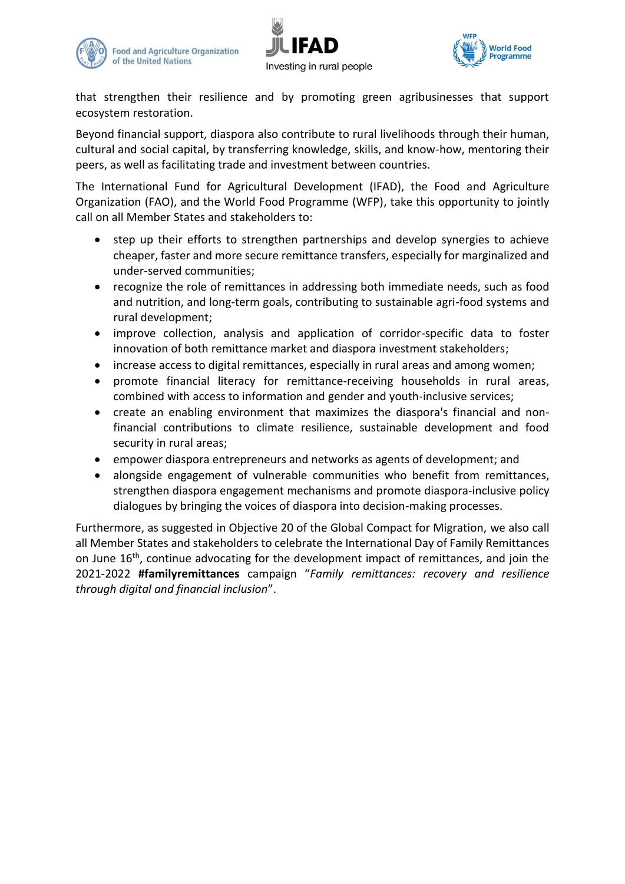that strengthen their resilience and by promoting green agribusinesses that support ecosystem restoration.

Beyond financial support, diaspora also contribute to rural livelihoods through their human, cultural and social capital, by transferring knowledge, skills, and know-how, mentoring their peers, as well as facilitating trade and investment between countries.

The International Fund for Agricultural Development (IFAD), the Food and Agriculture Organization (FAO), and the World Food Programme (WFP), take this opportunity to jointly call on all Member States and stakeholders to:

- step up their efforts to strengthen partnerships and develop synergies to achieve cheaper, faster and more secure remittance transfers, especially for marginalized and under-served communities;
- recognize the role of remittances in addressing both immediate needs, such as food and nutrition, and long-term goals, contributing to sustainable agri-food systems and rural development;
- improve collection, analysis and application of corridor-specific data to foster innovation of both remittance market and diaspora investment stakeholders;
- increase access to digital remittances, especially in rural areas and among women;
- promote financial literacy for remittance-receiving households in rural areas, combined with access to information and gender and youth-inclusive services;
- create an enabling environment that maximizes the diaspora's financial and non-financial contributions to climate resilience, sustainable development and food security in rural areas;
- empower diaspora entrepreneurs and networks as agents of development; and
- alongside engagement of vulnerable communities who benefit from remittances, strengthen diaspora engagement mechanisms and promote diaspora-inclusive policy dialogues by bringing the voices of diaspora into decision-making processes.

Furthermore, as suggested in Objective 20 of the Global Compact for Migration, we also call all Member States and stakeholders to celebrate the International Day of Family Remittances on June 16th, continue advocating for the development impact of remittances, and join the 2021-2022 **#familyremittances** campaign "*Family remittances: recovery and resilience through digital and financial inclusion*".